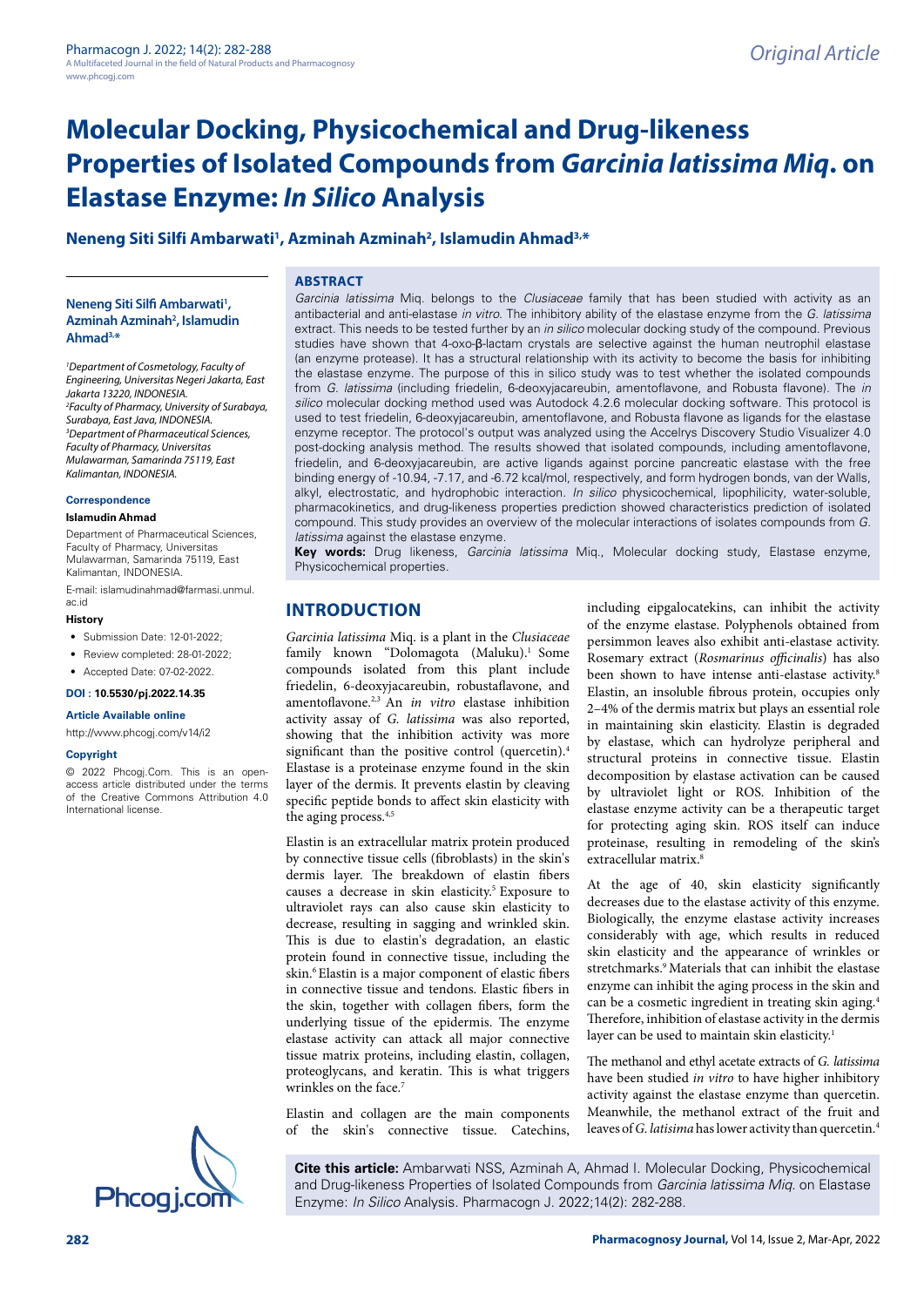Original Article

# Molecular Docking, Physicochemical and Drug-likeness Properties of Isolated Compounds from *Garcinia latissima Miq*. on Elastase Enzyme: *In Silico* Analysis

**Neneng Siti Silfi Ambarwati[1], Azminah Azminah[2], Islamudin Ahmad[3,*]**

**Neneng Siti Silfi Ambarwati[1], Azminah Azminah[2], Islamudin Ahmad[3,*]**

[1]*Department of Cosmetology, Faculty of Engineering, Universitas Negeri Jakarta, East Jakarta 13220, INDONESIA.*
[2]*Faculty of Pharmacy, University of Surabaya, Surabaya, East Java, INDONESIA.*
[3]*Department of Pharmaceutical Sciences, Faculty of Pharmacy, Universitas Mulawarman, Samarinda 75119, East Kalimantan, INDONESIA.*

**Correspondence**

**Islamudin Ahmad**

Department of Pharmaceutical Sciences, Faculty of Pharmacy, Universitas Mulawarman, Samarinda 75119, East Kalimantan, INDONESIA.

E-mail: islamudinahmad@farmasi.unmul.ac.id

**History**

- Submission Date: 12-01-2022;
- Review completed: 28-01-2022;
- Accepted Date: 07-02-2022.

**DOI : 10.5530/pj.2022.14.35**

**Article Available online**

http://www.phcogj.com/v14/i2

**Copyright**

© 2022 Phcogj.Com. This is an open-access article distributed under the terms of the Creative Commons Attribution 4.0 International license.

## ABSTRACT

*Garcinia latissima* Miq. belongs to the *Clusiaceae* family that has been studied with activity as an antibacterial and anti-elastase *in vitro*. The inhibitory ability of the elastase enzyme from the *G. latissima* extract. This needs to be tested further by an *in silico* molecular docking study of the compound. Previous studies have shown that 4-oxo-β-lactam crystals are selective against the human neutrophil elastase (an enzyme protease). It has a structural relationship with its activity to become the basis for inhibiting the elastase enzyme. The purpose of this in silico study was to test whether the isolated compounds from *G. latissima* (including friedelin, 6-deoxyjacareubin, amentoflavone, and Robusta flavone). The *in silico* molecular docking method used was Autodock 4.2.6 molecular docking software. This protocol is used to test friedelin, 6-deoxyjacareubin, amentoflavone, and Robusta flavone as ligands for the elastase enzyme receptor. The protocol's output was analyzed using the Accelrys Discovery Studio Visualizer 4.0 post-docking analysis method. The results showed that isolated compounds, including amentoflavone, friedelin, and 6-deoxyjacareubin, are active ligands against porcine pancreatic elastase with the free binding energy of -10.94, -7.17, and -6.72 kcal/mol, respectively, and form hydrogen bonds, van der Walls, alkyl, electrostatic, and hydrophobic interaction. *In silico* physicochemical, lipophilicity, water-soluble, pharmacokinetics, and drug-likeness properties prediction showed characteristics prediction of isolated compound. This study provides an overview of the molecular interactions of isolates compounds from *G. latissima* against the elastase enzyme.

**Key words:** Drug likeness, *Garcinia latissima* Miq., Molecular docking study, Elastase enzyme, Physicochemical properties.

## INTRODUCTION

*Garcinia latissima* Miq. is a plant in the *Clusiaceae* family known "Dolomagota (Maluku).[1] Some compounds isolated from this plant include friedelin, 6-deoxyjacareubin, robustaflavone, and amentoflavone.[2,3] An *in vitro* elastase inhibition activity assay of *G. latissima* was also reported, showing that the inhibition activity was more significant than the positive control (quercetin).[4] Elastase is a proteinase enzyme found in the skin layer of the dermis. It prevents elastin by cleaving specific peptide bonds to affect skin elasticity with the aging process.[4,5]

Elastin is an extracellular matrix protein produced by connective tissue cells (fibroblasts) in the skin's dermis layer. The breakdown of elastin fibers causes a decrease in skin elasticity.[5] Exposure to ultraviolet rays can also cause skin elasticity to decrease, resulting in sagging and wrinkled skin. This is due to elastin's degradation, an elastic protein found in connective tissue, including the skin.[6] Elastin is a major component of elastic fibers in connective tissue and tendons. Elastic fibers in the skin, together with collagen fibers, form the underlying tissue of the epidermis. The enzyme elastase activity can attack all major connective tissue matrix proteins, including elastin, collagen, proteoglycans, and keratin. This is what triggers wrinkles on the face.[7]

Elastin and collagen are the main components of the skin's connective tissue. Catechins, including eipgalocatekins, can inhibit the activity of the enzyme elastase. Polyphenols obtained from persimmon leaves also exhibit anti-elastase activity. Rosemary extract (*Rosmarinus officinalis*) has also been shown to have intense anti-elastase activity.[8] Elastin, an insoluble fibrous protein, occupies only 2–4% of the dermis matrix but plays an essential role in maintaining skin elasticity. Elastin is degraded by elastase, which can hydrolyze peripheral and structural proteins in connective tissue. Elastin decomposition by elastase activation can be caused by ultraviolet light or ROS. Inhibition of the elastase enzyme activity can be a therapeutic target for protecting aging skin. ROS itself can induce proteinase, resulting in remodeling of the skin's extracellular matrix.[8]

At the age of 40, skin elasticity significantly decreases due to the elastase activity of this enzyme. Biologically, the enzyme elastase activity increases considerably with age, which results in reduced skin elasticity and the appearance of wrinkles or stretchmarks.[9] Materials that can inhibit the elastase enzyme can inhibit the aging process in the skin and can be a cosmetic ingredient in treating skin aging.[4] Therefore, inhibition of elastase activity in the dermis layer can be used to maintain skin elasticity.[1]

The methanol and ethyl acetate extracts of *G. latissima* have been studied *in vitro* to have higher inhibitory activity against the elastase enzyme than quercetin. Meanwhile, the methanol extract of the fruit and leaves of *G. latisima* has lower activity than quercetin.[4]

**Cite this article:** Ambarwati NSS, Azminah A, Ahmad I. Molecular Docking, Physicochemical and Drug-likeness Properties of Isolated Compounds from *Garcinia latissima Miq.* on Elastase Enzyme: *In Silico* Analysis. Pharmacogn J. 2022;14(2): 282-288.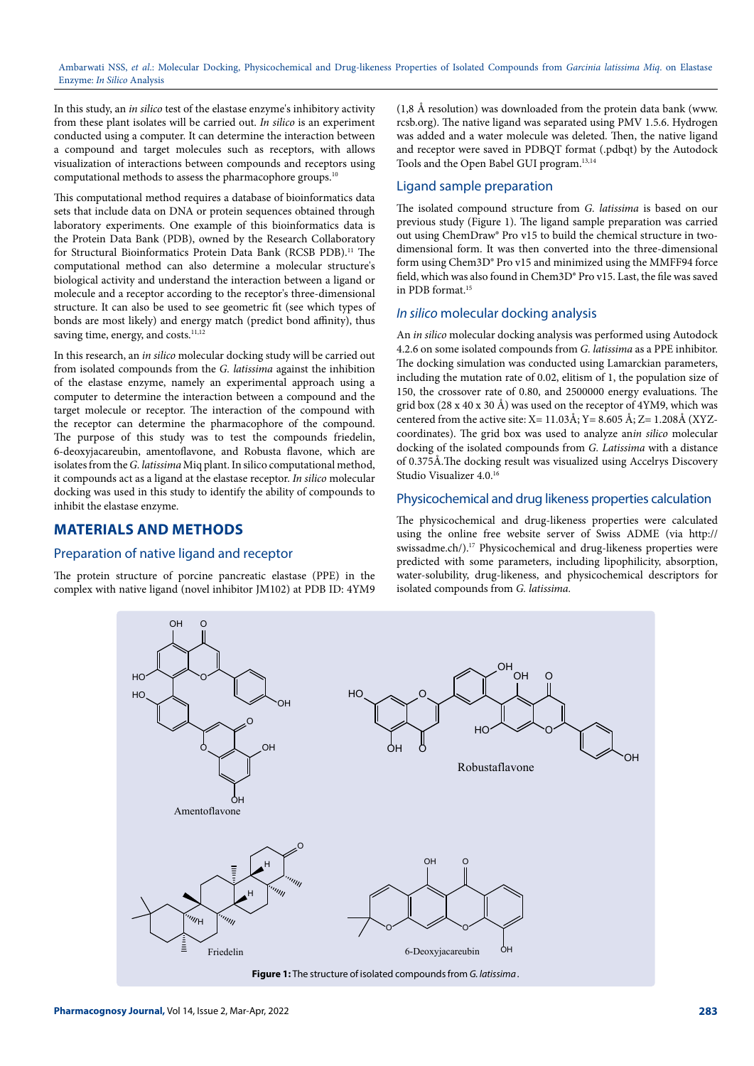In this study, an *in silico* test of the elastase enzyme's inhibitory activity from these plant isolates will be carried out. *In silico* is an experiment conducted using a computer. It can determine the interaction between a compound and target molecules such as receptors, with allows visualization of interactions between compounds and receptors using computational methods to assess the pharmacophore groups.[10]

This computational method requires a database of bioinformatics data sets that include data on DNA or protein sequences obtained through laboratory experiments. One example of this bioinformatics data is the Protein Data Bank (PDB), owned by the Research Collaboratory for Structural Bioinformatics Protein Data Bank (RCSB PDB).[11] The computational method can also determine a molecular structure's biological activity and understand the interaction between a ligand or molecule and a receptor according to the receptor's three-dimensional structure. It can also be used to see geometric fit (see which types of bonds are most likely) and energy match (predict bond affinity), thus saving time, energy, and costs.[11,12]

In this research, an *in silico* molecular docking study will be carried out from isolated compounds from the *G. latissima* against the inhibition of the elastase enzyme, namely an experimental approach using a computer to determine the interaction between a compound and the target molecule or receptor. The interaction of the compound with the receptor can determine the pharmacophore of the compound. The purpose of this study was to test the compounds friedelin, 6-deoxyjacareubin, amentoflavone, and Robusta flavone, which are isolates from the *G. latissima* Miq plant. In silico computational method, it compounds act as a ligand at the elastase receptor. *In silico* molecular docking was used in this study to identify the ability of compounds to inhibit the elastase enzyme.

## MATERIALS AND METHODS

### Preparation of native ligand and receptor

The protein structure of porcine pancreatic elastase (PPE) in the complex with native ligand (novel inhibitor JM102) at PDB ID: 4YM9 (1,8 Å resolution) was downloaded from the protein data bank (www.rcsb.org). The native ligand was separated using PMV 1.5.6. Hydrogen was added and a water molecule was deleted. Then, the native ligand and receptor were saved in PDBQT format (.pdbqt) by the Autodock Tools and the Open Babel GUI program.[13,14]

### Ligand sample preparation

The isolated compound structure from *G. latissima* is based on our previous study (Figure 1). The ligand sample preparation was carried out using ChemDraw® Pro v15 to build the chemical structure in two-dimensional form. It was then converted into the three-dimensional form using Chem3D® Pro v15 and minimized using the MMFF94 force field, which was also found in Chem3D® Pro v15. Last, the file was saved in PDB format.[15]

### *In silico* molecular docking analysis

An *in silico* molecular docking analysis was performed using Autodock 4.2.6 on some isolated compounds from *G. latissima* as a PPE inhibitor. The docking simulation was conducted using Lamarckian parameters, including the mutation rate of 0.02, elitism of 1, the population size of 150, the crossover rate of 0.80, and 2500000 energy evaluations. The grid box (28 x 40 x 30 Å) was used on the receptor of 4YM9, which was centered from the active site: X= 11.03Å; Y= 8.605 Å; Z= 1.208Å (XYZ-coordinates). The grid box was used to analyze an*in silico* molecular docking of the isolated compounds from *G. Latissima* with a distance of 0.375Å.The docking result was visualized using Accelrys Discovery Studio Visualizer 4.0.[16]

### Physicochemical and drug likeness properties calculation

The physicochemical and drug-likeness properties were calculated using the online free website server of Swiss ADME (via http://swissadme.ch/).[17] Physicochemical and drug-likeness properties were predicted with some parameters, including lipophilicity, absorption, water-solubility, drug-likeness, and physicochemical descriptors for isolated compounds from *G. latissima.*

**Figure 1:** The structure of isolated compounds from *G. latissima*.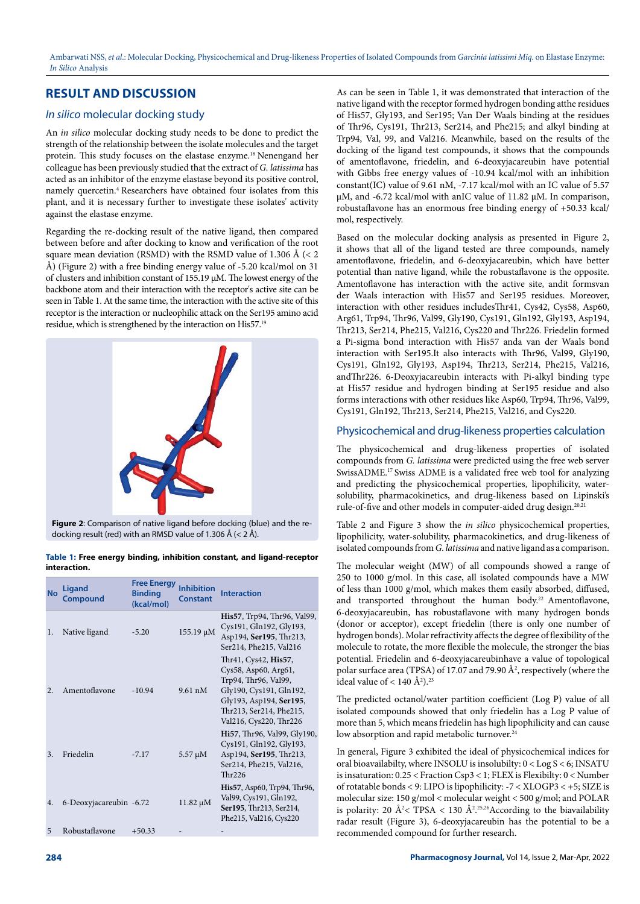## RESULT AND DISCUSSION

### *In silico* molecular docking study

An *in silico* molecular docking study needs to be done to predict the strength of the relationship between the isolate molecules and the target protein. This study focuses on the elastase enzyme.[18] Nenengand her colleague has been previously studied that the extract of *G. latissima* has acted as an inhibitor of the enzyme elastase beyond its positive control, namely quercetin.[4] Researchers have obtained four isolates from this plant, and it is necessary further to investigate these isolates' activity against the elastase enzyme.

Regarding the re-docking result of the native ligand, then compared between before and after docking to know and verification of the root square mean deviation (RSMD) with the RSMD value of 1.306 Å (< 2 Å) (Figure 2) with a free binding energy value of -5.20 kcal/mol on 31 of clusters and inhibition constant of 155.19 µM. The lowest energy of the backbone atom and their interaction with the receptor's active site can be seen in Table 1. At the same time, the interaction with the active site of this receptor is the interaction or nucleophilic attack on the Ser195 amino acid residue, which is strengthened by the interaction on His57.[19]

**Figure 2**: Comparison of native ligand before docking (blue) and the re-docking result (red) with an RMSD value of 1.306 Å (< 2 Å).

**Table 1: Free energy binding, inhibition constant, and ligand-receptor interaction.**

| No | Ligand Compound | Free Energy Binding (kcal/mol) | Inhibition Constant | Interaction |
|---|---|---|---|---|
| 1. | Native ligand | -5.20 | 155.19 µM | **His57**, Trp94, Thr96, Val99, Cys191, Gln192, Gly193, Asp194, **Ser195**, Thr213, Ser214, Phe215, Val216 |
| 2. | Amentoflavone | -10.94 | 9.61 nM | Thr41, Cys42, **His57**, Cys58, Asp60, Arg61, Trp94, Thr96, Val99, Gly190, Cys191, Gln192, Gly193, Asp194, **Ser195**, Thr213, Ser214, Phe215, Val216, Cys220, Thr226 |
| 3. | Friedelin | -7.17 | 5.57 µM | **Hi57**, Thr96, Val99, Gly190, Cys191, Gln192, Gly193, Asp194, **Ser195**, Thr213, Ser214, Phe215, Val216, Thr226 |
| 4. | 6-Deoxyjacareubin | -6.72 | 11.82 µM | **His57**, Asp60, Trp94, Thr96, Val99, Cys191, Gln192, **Ser195**, Thr213, Ser214, Phe215, Val216, Cys220 |
| 5 | Robustaflavone | +50.33 | - | - |

As can be seen in Table 1, it was demonstrated that interaction of the native ligand with the receptor formed hydrogen bonding atthe residues of His57, Gly193, and Ser195; Van Der Waals binding at the residues of Thr96, Cys191, Thr213, Ser214, and Phe215; and alkyl binding at Trp94, Val, 99, and Val216. Meanwhile, based on the results of the docking of the ligand test compounds, it shows that the compounds of amentoflavone, friedelin, and 6-deoxyjacareubin have potential with Gibbs free energy values of -10.94 kcal/mol with an inhibition constant(IC) value of 9.61 nM, -7.17 kcal/mol with an IC value of 5.57 µM, and -6.72 kcal/mol with anIC value of 11.82 µM. In comparison, robustaflavone has an enormous free binding energy of +50.33 kcal/mol, respectively.

Based on the molecular docking analysis as presented in Figure 2, it shows that all of the ligand tested are three compounds, namely amentoflavone, friedelin, and 6-deoxyjacareubin, which have better potential than native ligand, while the robustaflavone is the opposite. Amentoflavone has interaction with the active site, andit formsvan der Waals interaction with His57 and Ser195 residues. Moreover, interaction with other residues includesThr41, Cys42, Cys58, Asp60, Arg61, Trp94, Thr96, Val99, Gly190, Cys191, Gln192, Gly193, Asp194, Thr213, Ser214, Phe215, Val216, Cys220 and Thr226. Friedelin formed a Pi-sigma bond interaction with His57 anda van der Waals bond interaction with Ser195.It also interacts with Thr96, Val99, Gly190, Cys191, Gln192, Gly193, Asp194, Thr213, Ser214, Phe215, Val216, andThr226. 6-Deoxyjacareubin interacts with Pi-alkyl binding type at His57 residue and hydrogen binding at Ser195 residue and also forms interactions with other residues like Asp60, Trp94, Thr96, Val99, Cys191, Gln192, Thr213, Ser214, Phe215, Val216, and Cys220.

### Physicochemical and drug-likeness properties calculation

The physicochemical and drug-likeness properties of isolated compounds from *G. latissima* were predicted using the free web server SwissADME.[17] Swiss ADME is a validated free web tool for analyzing and predicting the physicochemical properties, lipophilicity, water-solubility, pharmacokinetics, and drug-likeness based on Lipinski's rule-of-five and other models in computer-aided drug design.[20,21]

Table 2 and Figure 3 show the *in silico* physicochemical properties, lipophilicity, water-solubility, pharmacokinetics, and drug-likeness of isolated compounds from *G. latissima* and native ligand as a comparison.

The molecular weight (MW) of all compounds showed a range of 250 to 1000 g/mol. In this case, all isolated compounds have a MW of less than 1000 g/mol, which makes them easily absorbed, diffused, and transported throughout the human body.[22] Amentoflavone, 6-deoxyjacareubin, has robustaflavone with many hydrogen bonds (donor or acceptor), except friedelin (there is only one number of hydrogen bonds). Molar refractivity affects the degree of flexibility of the molecule to rotate, the more flexible the molecule, the stronger the bias potential. Friedelin and 6-deoxyjacareubinhave a value of topological polar surface area (TPSA) of 17.07 and 79.90 Å$^2$, respectively (where the ideal value of < 140 Å$^2$).[23]

The predicted octanol/water partition coefficient (Log P) value of all isolated compounds showed that only friedelin has a Log P value of more than 5, which means friedelin has high lipophilicity and can cause low absorption and rapid metabolic turnover.[24]

In general, Figure 3 exhibited the ideal of physicochemical indices for oral bioavailability, where INSOLU is insolubilty: 0 < Log S < 6; INSATU is insaturation: 0.25 < Fraction Csp3 < 1; FLEX is Flexibilty: 0 < Number of rotatable bonds < 9: LIPO is lipophilicity: -7 < XLOGP3 < +5; SIZE is molecular size: 150 g/mol < molecular weight < 500 g/mol; and POLAR is polarity: 20 Å$^2$< TPSA < 130 Å$^2$.[25,26] According to the biavailability radar result (Figure 3), 6-deoxyjacareubin has the potential to be a recommended compound for further research.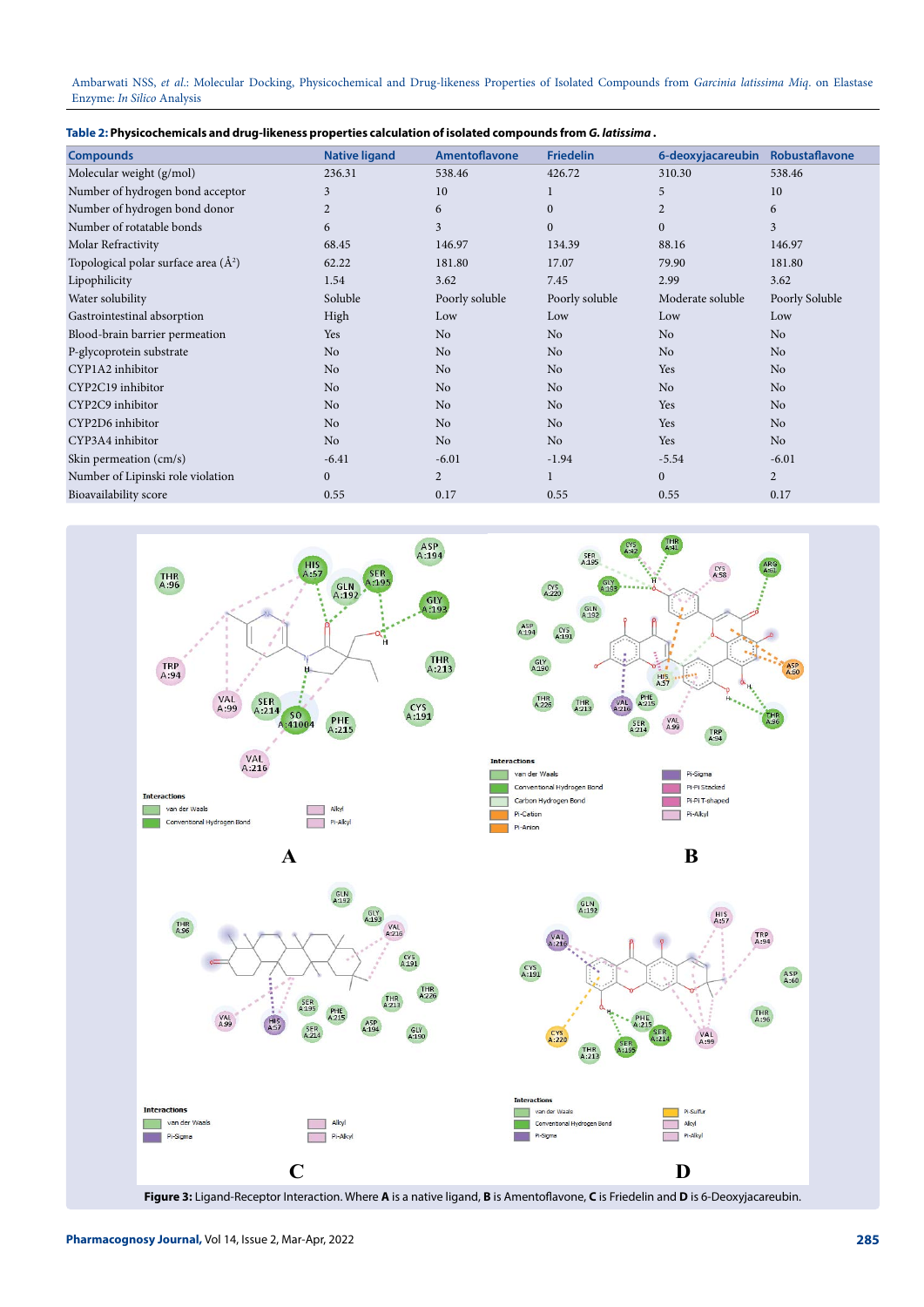**Table 2: Physicochemicals and drug-likeness properties calculation of isolated compounds from *G. latissima*.**

| Compounds | Native ligand | Amentoflavone | Friedelin | 6-deoxyjacareubin | Robustaflavone |
|---|---|---|---|---|---|
| Molecular weight (g/mol) | 236.31 | 538.46 | 426.72 | 310.30 | 538.46 |
| Number of hydrogen bond acceptor | 3 | 10 | 1 | 5 | 10 |
| Number of hydrogen bond donor | 2 | 6 | 0 | 2 | 6 |
| Number of rotatable bonds | 6 | 3 | 0 | 0 | 3 |
| Molar Refractivity | 68.45 | 146.97 | 134.39 | 88.16 | 146.97 |
| Topological polar surface area (Å$^2$) | 62.22 | 181.80 | 17.07 | 79.90 | 181.80 |
| Lipophilicity | 1.54 | 3.62 | 7.45 | 2.99 | 3.62 |
| Water solubility | Soluble | Poorly soluble | Poorly soluble | Moderate soluble | Poorly Soluble |
| Gastrointestinal absorption | High | Low | Low | Low | Low |
| Blood-brain barrier permeation | Yes | No | No | No | No |
| P-glycoprotein substrate | No | No | No | No | No |
| CYP1A2 inhibitor | No | No | No | Yes | No |
| CYP2C19 inhibitor | No | No | No | No | No |
| CYP2C9 inhibitor | No | No | No | Yes | No |
| CYP2D6 inhibitor | No | No | No | Yes | No |
| CYP3A4 inhibitor | No | No | No | Yes | No |
| Skin permeation (cm/s) | -6.41 | -6.01 | -1.94 | -5.54 | -6.01 |
| Number of Lipinski role violation | 0 | 2 | 1 | 0 | 2 |
| Bioavailability score | 0.55 | 0.17 | 0.55 | 0.55 | 0.17 |

**Figure 3:** Ligand-Receptor Interaction. Where **A** is a native ligand, **B** is Amentoflavone, **C** is Friedelin and **D** is 6-Deoxyjacareubin.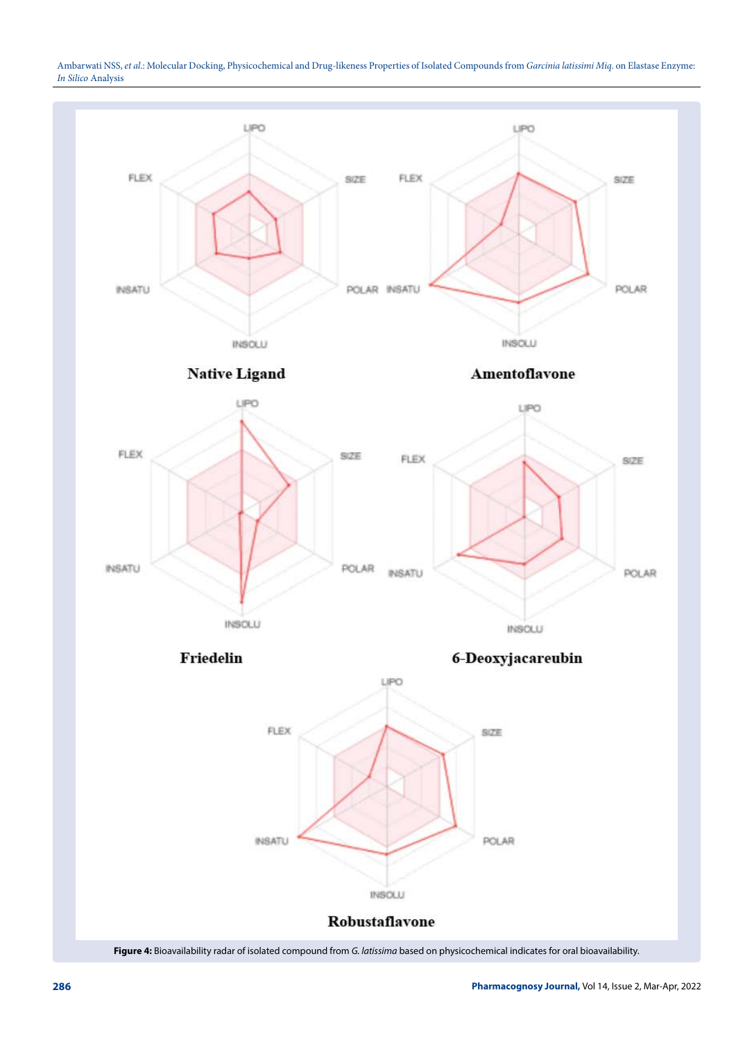LIPO

SIZE

POLAR

INSOLU

INSATU

FLEX

**Native Ligand**

LIPO

SIZE

POLAR

INSOLU

INSATU

FLEX

**Amentoflavone**

LIPO

SIZE

POLAR

INSOLU

INSATU

FLEX

**Friedelin**

LIPO

SIZE

POLAR

INSOLU

INSATU

FLEX

**6-Deoxyjacareubin**

LIPO

SIZE

POLAR

INSOLU

INSATU

FLEX

**Robustaflavone**

**Figure 4:** Bioavailability radar of isolated compound from *G. latissima* based on physicochemical indicates for oral bioavailability.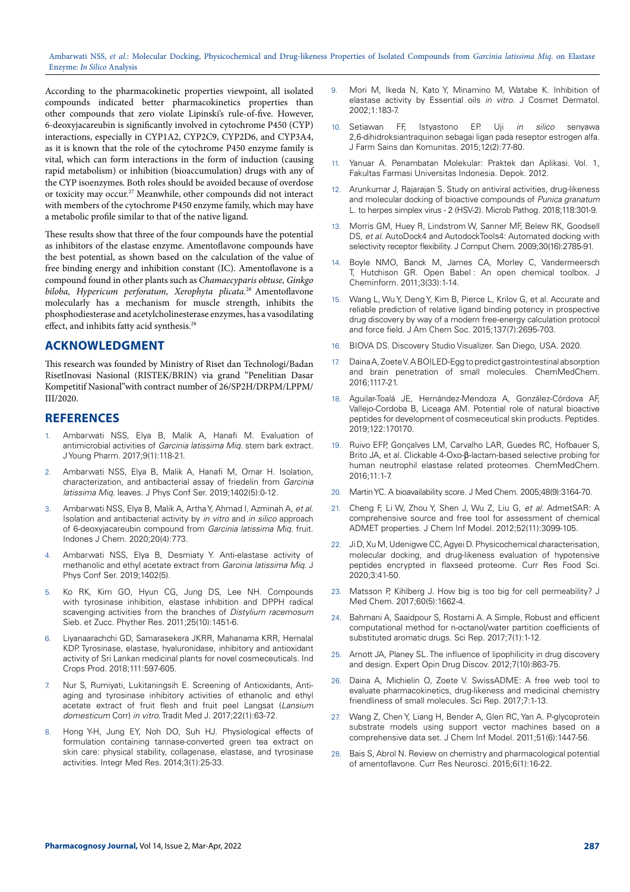According to the pharmacokinetic properties viewpoint, all isolated compounds indicated better pharmacokinetics properties than other compounds that zero violate Lipinski's rule-of-five. However, 6-deoxyjacareubin is significantly involved in cytochrome P450 (CYP) interactions, especially in CYP1A2, CYP2C9, CYP2D6, and CYP3A4, as it is known that the role of the cytochrome P450 enzyme family is vital, which can form interactions in the form of induction (causing rapid metabolism) or inhibition (bioaccumulation) drugs with any of the CYP isoenzymes. Both roles should be avoided because of overdose or toxicity may occur.[27] Meanwhile, other compounds did not interact with members of the cytochrome P450 enzyme family, which may have a metabolic profile similar to that of the native ligand.

These results show that three of the four compounds have the potential as inhibitors of the elastase enzyme. Amentoflavone compounds have the best potential, as shown based on the calculation of the value of free binding energy and inhibition constant (IC). Amentoflavone is a compound found in other plants such as *Chamaecyparis obtuse, Ginkgo biloba, Hypericum perforatum, Xerophyta plicata.*[28] Amentoflavone molecularly has a mechanism for muscle strength, inhibits the phosphodiesterase and acetylcholinesterase enzymes, has a vasodilating effect, and inhibits fatty acid synthesis.[28]

## ACKNOWLEDGMENT

This research was founded by Ministry of Riset dan Technologi/Badan RisetInovasi Nasional (RISTEK/BRIN) via grand "Penelitian Dasar Kompetitif Nasional"with contract number of 26/SP2H/DRPM/LPPM/III/2020.

## REFERENCES

1. Ambarwati NSS, Elya B, Malik A, Hanafi M. Evaluation of antimicrobial activities of *Garcinia latissima Miq.* stem bark extract. J Young Pharm. 2017;9(1):118-21.
2. Ambarwati NSS, Elya B, Malik A, Hanafi M, Omar H. Isolation, characterization, and antibacterial assay of friedelin from *Garcinia latissima Miq.* leaves. J Phys Conf Ser. 2019;1402(5):0-12.
3. Ambarwati NSS, Elya B, Malik A, Artha Y, Ahmad I, Azminah A, *et al.* Isolation and antibacterial activity by *in vitro* and *in silico* approach of 6-deoxyjacareubin compound from *Garcinia latissima Miq.* fruit. Indones J Chem. 2020;20(4):773.
4. Ambarwati NSS, Elya B, Desmiaty Y. Anti-elastase activity of methanolic and ethyl acetate extract from *Garcinia latissima Miq.* J Phys Conf Ser. 2019;1402(5).
5. Ko RK, Kim GO, Hyun CG, Jung DS, Lee NH. Compounds with tyrosinase inhibition, elastase inhibition and DPPH radical scavenging activities from the branches of *Distylium racemosum* Sieb. et Zucc. Phyther Res. 2011;25(10):1451-6.
6. Liyanaarachchi GD, Samarasekera JKRR, Mahanama KRR, Hemalal KDP. Tyrosinase, elastase, hyaluronidase, inhibitory and antioxidant activity of Sri Lankan medicinal plants for novel cosmeceuticals. Ind Crops Prod. 2018;111:597-605.
7. Nur S, Rumiyati, Lukitaningsih E. Screening of Antioxidants, Anti-aging and tyrosinase inhibitory activities of ethanolic and ethyl acetate extract of fruit flesh and fruit peel Langsat (*Lansium domesticum* Corr) *in vitro*. Tradit Med J. 2017;22(1):63-72.
8. Hong Y-H, Jung EY, Noh DO, Suh HJ. Physiological effects of formulation containing tannase-converted green tea extract on skin care: physical stability, collagenase, elastase, and tyrosinase activities. Integr Med Res. 2014;3(1):25-33.
9. Mori M, Ikeda N, Kato Y, Minamino M, Watabe K. Inhibition of elastase activity by Essential oils *in vitro*. J Cosmet Dermatol. 2002;1:183-7.
10. Setiawan FF, Istyastono EP. Uji *in silico* senyawa 2,6-dihidroksiantraquinon sebagai ligan pada reseptor estrogen alfa. J Farm Sains dan Komunitas. 2015;12(2):77-80.
11. Yanuar A. Penambatan Molekular: Praktek dan Aplikasi. Vol. 1, Fakultas Farmasi Universitas Indonesia. Depok. 2012.
12. Arunkumar J, Rajarajan S. Study on antiviral activities, drug-likeness and molecular docking of bioactive compounds of *Punica granatum* L. to herpes simplex virus - 2 (HSV-2). Microb Pathog. 2018;118:301-9.
13. Morris GM, Huey R, Lindstrom W, Sanner MF, Belew RK, Goodsell DS, *et al.* AutoDock4 and AutodockTools4: Automated docking with selectivity receptor flexibility. J Comput Chem. 2009;30(16):2785-91.
14. Boyle NMO, Banck M, James CA, Morley C, Vandermeersch T, Hutchison GR. Open Babel : An open chemical toolbox. J Cheminform. 2011;3(33):1-14.
15. Wang L, Wu Y, Deng Y, Kim B, Pierce L, Krilov G, et al. Accurate and reliable prediction of relative ligand binding potency in prospective drug discovery by way of a modern free-energy calculation protocol and force field. J Am Chem Soc. 2015;137(7):2695-703.
16. BIOVA DS. Discovery Studio Visualizer. San Diego, USA. 2020.
17. Daina A, Zoete V. A BOILED-Egg to predict gastrointestinal absorption and brain penetration of small molecules. ChemMedChem. 2016;1117-21.
18. Aguilar-Toalá JE, Hernández-Mendoza A, González-Córdova AF, Vallejo-Cordoba B, Liceaga AM. Potential role of natural bioactive peptides for development of cosmeceutical skin products. Peptides. 2019;122:170170.
19. Ruivo EFP, Gonçalves LM, Carvalho LAR, Guedes RC, Hofbauer S, Brito JA, et al. Clickable 4-Oxo-β-lactam-based selective probing for human neutrophil elastase related proteomes. ChemMedChem. 2016;11:1-7.
20. Martin YC. A bioavailability score. J Med Chem. 2005;48(9):3164-70.
21. Cheng F, Li W, Zhou Y, Shen J, Wu Z, Liu G, *et al.* AdmetSAR: A comprehensive source and free tool for assessment of chemical ADMET properties. J Chem Inf Model. 2012;52(11):3099-105.
22. Ji D, Xu M, Udenigwe CC, Agyei D. Physicochemical characterisation, molecular docking, and drug-likeness evaluation of hypotensive peptides encrypted in flaxseed proteome. Curr Res Food Sci. 2020;3:41-50.
23. Matsson P, Kihlberg J. How big is too big for cell permeability? J Med Chem. 2017;60(5):1662-4.
24. Bahmani A, Saaidpour S, Rostami A. A Simple, Robust and efficient computational method for n-octanol/water partition coefficients of substituted aromatic drugs. Sci Rep. 2017;7(1):1-12.
25. Arnott JA, Planey SL. The influence of lipophilicity in drug discovery and design. Expert Opin Drug Discov. 2012;7(10):863-75.
26. Daina A, Michielin O, Zoete V. SwissADME: A free web tool to evaluate pharmacokinetics, drug-likeness and medicinal chemistry friendliness of small molecules. Sci Rep. 2017;7:1-13.
27. Wang Z, Chen Y, Liang H, Bender A, Glen RC, Yan A. P-glycoprotein substrate models using support vector machines based on a comprehensive data set. J Chem Inf Model. 2011;51(6):1447-56.
28. Bais S, Abrol N. Review on chemistry and pharmacological potential of amentoflavone. Curr Res Neurosci. 2015;6(1):16-22.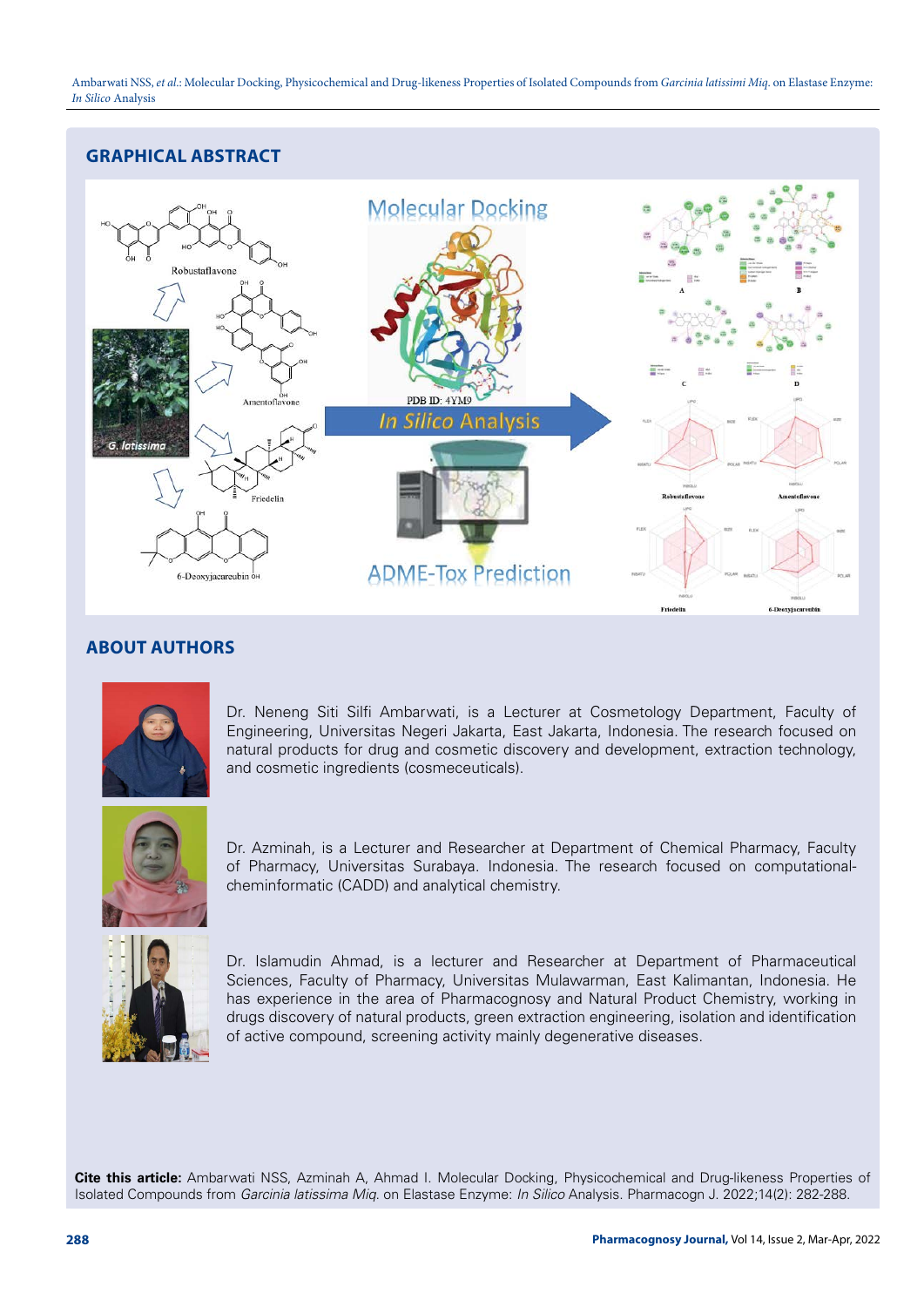## GRAPHICAL ABSTRACT

Robustaflavone

Amentoflavone

Friedelin

6-Deoxyjacareubin

G. latissima

Molecular Docking

PDB ID: 4YM9

In Silico Analysis

ADME-Tox Prediction

## ABOUT AUTHORS

Dr. Neneng Siti Silfi Ambarwati, is a Lecturer at Cosmetology Department, Faculty of Engineering, Universitas Negeri Jakarta, East Jakarta, Indonesia. The research focused on natural products for drug and cosmetic discovery and development, extraction technology, and cosmetic ingredients (cosmeceuticals).

Dr. Azminah, is a Lecturer and Researcher at Department of Chemical Pharmacy, Faculty of Pharmacy, Universitas Surabaya. Indonesia. The research focused on computational-cheminformatic (CADD) and analytical chemistry.

Dr. Islamudin Ahmad, is a lecturer and Researcher at Department of Pharmaceutical Sciences, Faculty of Pharmacy, Universitas Mulawarman, East Kalimantan, Indonesia. He has experience in the area of Pharmacognosy and Natural Product Chemistry, working in drugs discovery of natural products, green extraction engineering, isolation and identification of active compound, screening activity mainly degenerative diseases.

**Cite this article:** Ambarwati NSS, Azminah A, Ahmad I. Molecular Docking, Physicochemical and Drug-likeness Properties of Isolated Compounds from *Garcinia latissima Miq.* on Elastase Enzyme: *In Silico* Analysis. Pharmacogn J. 2022;14(2): 282-288.